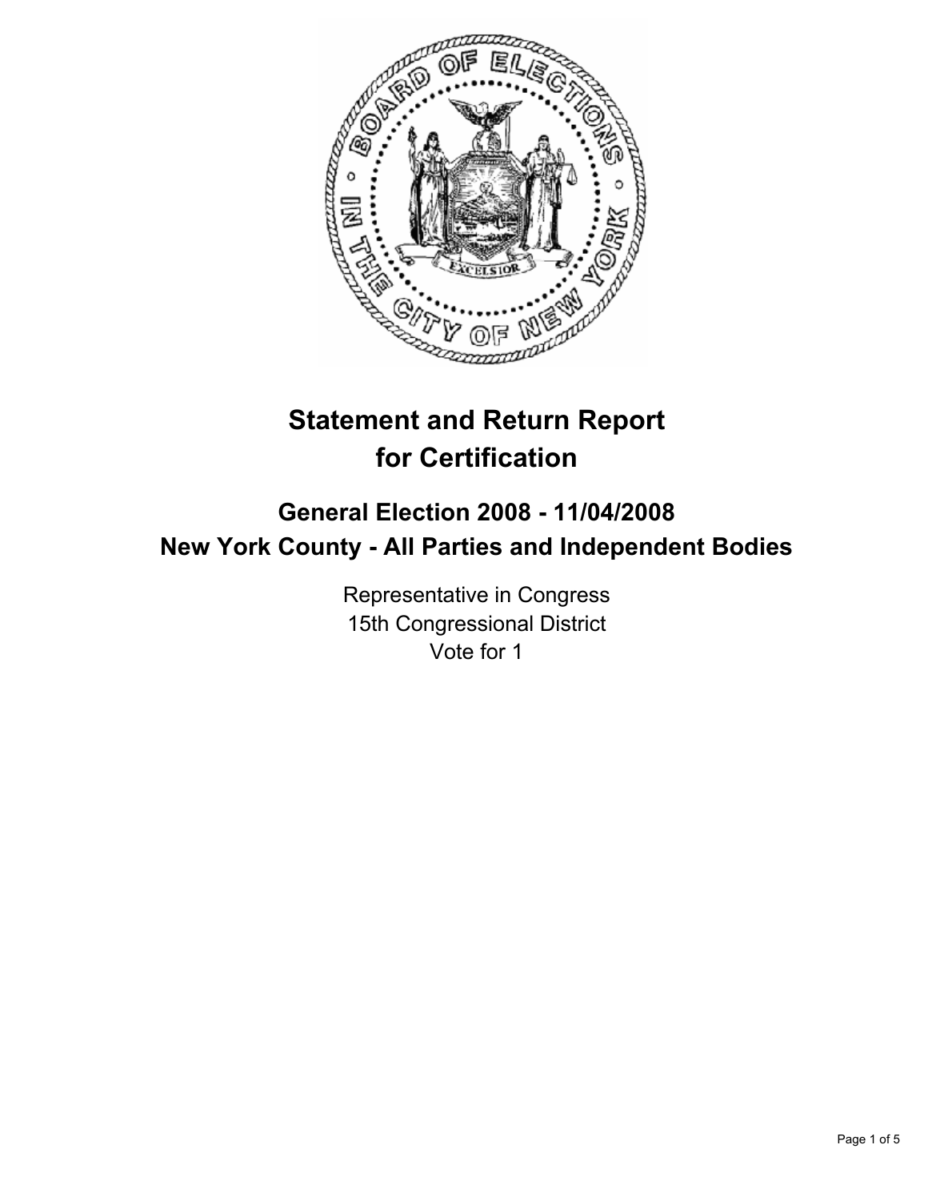# Statement and Return Report for Certification

## General Election 2008 - 11/04/2008
## New York County - All Parties and Independent Bodies

Representative in Congress
15th Congressional District
Vote for 1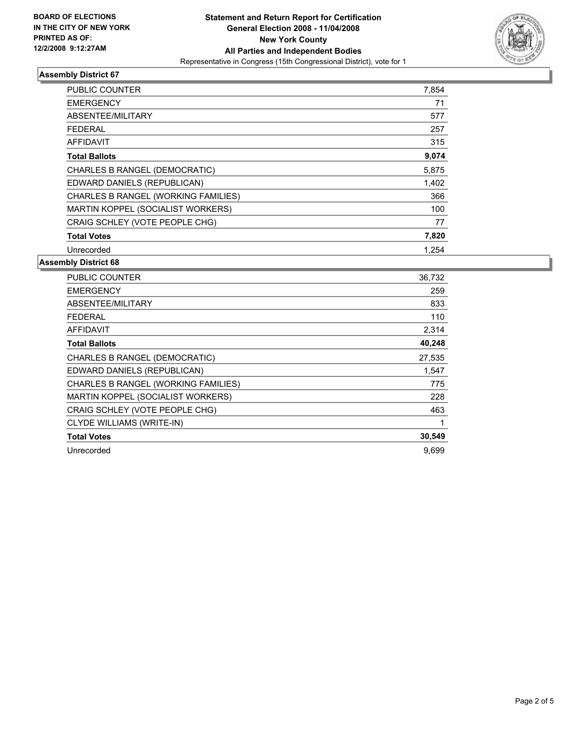**BOARD OF ELECTIONS IN THE CITY OF NEW YORK**
**PRINTED AS OF: 12/2/2008 9:12:27AM**

**Statement and Return Report for Certification**
**General Election 2008 - 11/04/2008**
**New York County**
**All Parties and Independent Bodies**
Representative in Congress (15th Congressional District), vote for 1

### Assembly District 67

| | |
|---|---|
| PUBLIC COUNTER | 7,854 |
| EMERGENCY | 71 |
| ABSENTEE/MILITARY | 577 |
| FEDERAL | 257 |
| AFFIDAVIT | 315 |
| **Total Ballots** | **9,074** |
| CHARLES B RANGEL (DEMOCRATIC) | 5,875 |
| EDWARD DANIELS (REPUBLICAN) | 1,402 |
| CHARLES B RANGEL (WORKING FAMILIES) | 366 |
| MARTIN KOPPEL (SOCIALIST WORKERS) | 100 |
| CRAIG SCHLEY (VOTE PEOPLE CHG) | 77 |
| **Total Votes** | **7,820** |
| Unrecorded | 1,254 |

### Assembly District 68

| | |
|---|---|
| PUBLIC COUNTER | 36,732 |
| EMERGENCY | 259 |
| ABSENTEE/MILITARY | 833 |
| FEDERAL | 110 |
| AFFIDAVIT | 2,314 |
| **Total Ballots** | **40,248** |
| CHARLES B RANGEL (DEMOCRATIC) | 27,535 |
| EDWARD DANIELS (REPUBLICAN) | 1,547 |
| CHARLES B RANGEL (WORKING FAMILIES) | 775 |
| MARTIN KOPPEL (SOCIALIST WORKERS) | 228 |
| CRAIG SCHLEY (VOTE PEOPLE CHG) | 463 |
| CLYDE WILLIAMS (WRITE-IN) | 1 |
| **Total Votes** | **30,549** |
| Unrecorded | 9,699 |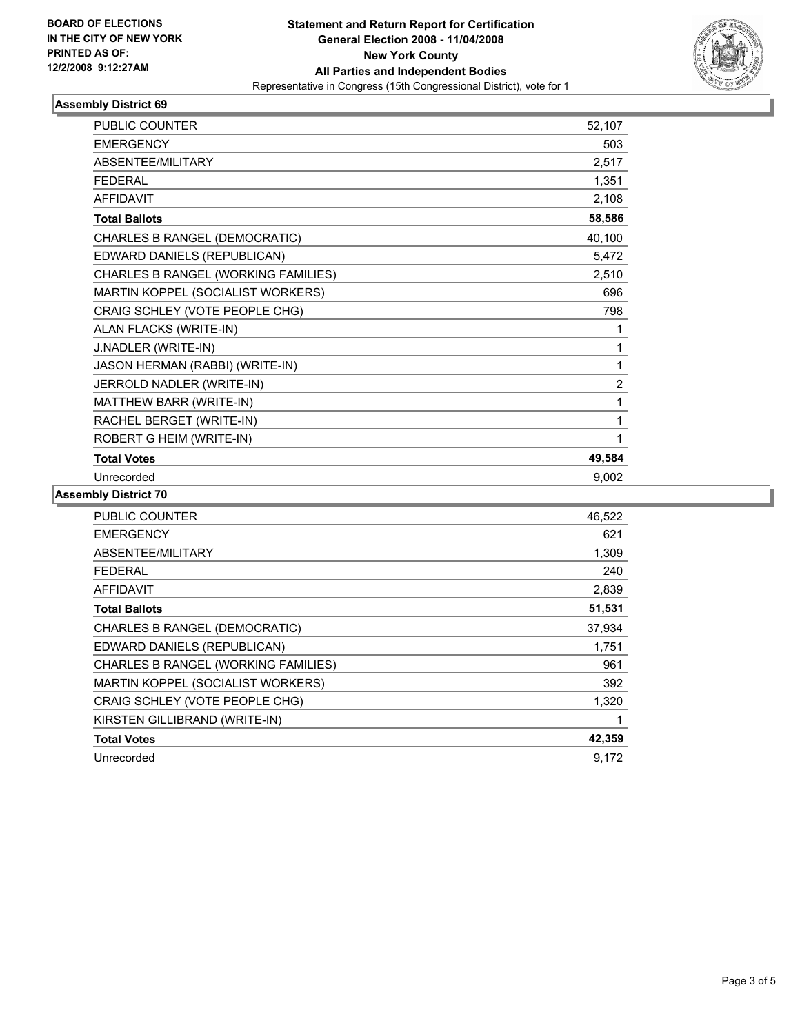**BOARD OF ELECTIONS**
**IN THE CITY OF NEW YORK**
**PRINTED AS OF:**
**12/2/2008 9:12:27AM**

**Statement and Return Report for Certification**
**General Election 2008 - 11/04/2008**
**New York County**
**All Parties and Independent Bodies**
Representative in Congress (15th Congressional District), vote for 1

### Assembly District 69

| | |
|---|---|
| PUBLIC COUNTER | 52,107 |
| EMERGENCY | 503 |
| ABSENTEE/MILITARY | 2,517 |
| FEDERAL | 1,351 |
| AFFIDAVIT | 2,108 |
| **Total Ballots** | **58,586** |
| CHARLES B RANGEL (DEMOCRATIC) | 40,100 |
| EDWARD DANIELS (REPUBLICAN) | 5,472 |
| CHARLES B RANGEL (WORKING FAMILIES) | 2,510 |
| MARTIN KOPPEL (SOCIALIST WORKERS) | 696 |
| CRAIG SCHLEY (VOTE PEOPLE CHG) | 798 |
| ALAN FLACKS (WRITE-IN) | 1 |
| J.NADLER (WRITE-IN) | 1 |
| JASON HERMAN (RABBI) (WRITE-IN) | 1 |
| JERROLD NADLER (WRITE-IN) | 2 |
| MATTHEW BARR (WRITE-IN) | 1 |
| RACHEL BERGET (WRITE-IN) | 1 |
| ROBERT G HEIM (WRITE-IN) | 1 |
| **Total Votes** | **49,584** |
| Unrecorded | 9,002 |

### Assembly District 70

| | |
|---|---|
| PUBLIC COUNTER | 46,522 |
| EMERGENCY | 621 |
| ABSENTEE/MILITARY | 1,309 |
| FEDERAL | 240 |
| AFFIDAVIT | 2,839 |
| **Total Ballots** | **51,531** |
| CHARLES B RANGEL (DEMOCRATIC) | 37,934 |
| EDWARD DANIELS (REPUBLICAN) | 1,751 |
| CHARLES B RANGEL (WORKING FAMILIES) | 961 |
| MARTIN KOPPEL (SOCIALIST WORKERS) | 392 |
| CRAIG SCHLEY (VOTE PEOPLE CHG) | 1,320 |
| KIRSTEN GILLIBRAND (WRITE-IN) | 1 |
| **Total Votes** | **42,359** |
| Unrecorded | 9,172 |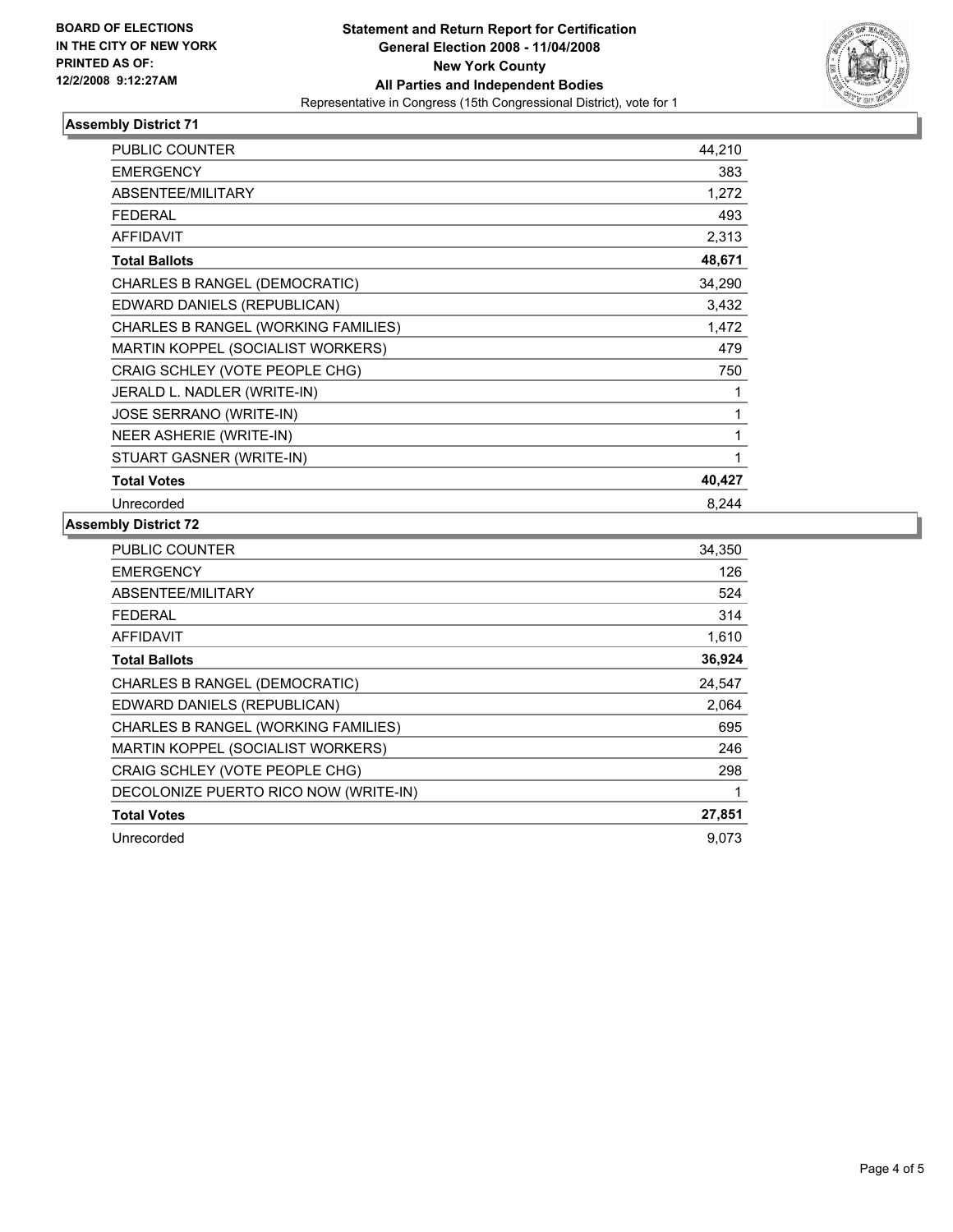**BOARD OF ELECTIONS IN THE CITY OF NEW YORK**
**PRINTED AS OF: 12/2/2008 9:12:27AM**

**Statement and Return Report for Certification**
**General Election 2008 - 11/04/2008**
**New York County**
**All Parties and Independent Bodies**
Representative in Congress (15th Congressional District), vote for 1

### Assembly District 71

| | |
|---|---|
| PUBLIC COUNTER | 44,210 |
| EMERGENCY | 383 |
| ABSENTEE/MILITARY | 1,272 |
| FEDERAL | 493 |
| AFFIDAVIT | 2,313 |
| **Total Ballots** | **48,671** |
| CHARLES B RANGEL (DEMOCRATIC) | 34,290 |
| EDWARD DANIELS (REPUBLICAN) | 3,432 |
| CHARLES B RANGEL (WORKING FAMILIES) | 1,472 |
| MARTIN KOPPEL (SOCIALIST WORKERS) | 479 |
| CRAIG SCHLEY (VOTE PEOPLE CHG) | 750 |
| JERALD L. NADLER (WRITE-IN) | 1 |
| JOSE SERRANO (WRITE-IN) | 1 |
| NEER ASHERIE (WRITE-IN) | 1 |
| STUART GASNER (WRITE-IN) | 1 |
| **Total Votes** | **40,427** |
| Unrecorded | 8,244 |

### Assembly District 72

| | |
|---|---|
| PUBLIC COUNTER | 34,350 |
| EMERGENCY | 126 |
| ABSENTEE/MILITARY | 524 |
| FEDERAL | 314 |
| AFFIDAVIT | 1,610 |
| **Total Ballots** | **36,924** |
| CHARLES B RANGEL (DEMOCRATIC) | 24,547 |
| EDWARD DANIELS (REPUBLICAN) | 2,064 |
| CHARLES B RANGEL (WORKING FAMILIES) | 695 |
| MARTIN KOPPEL (SOCIALIST WORKERS) | 246 |
| CRAIG SCHLEY (VOTE PEOPLE CHG) | 298 |
| DECOLONIZE PUERTO RICO NOW (WRITE-IN) | 1 |
| **Total Votes** | **27,851** |
| Unrecorded | 9,073 |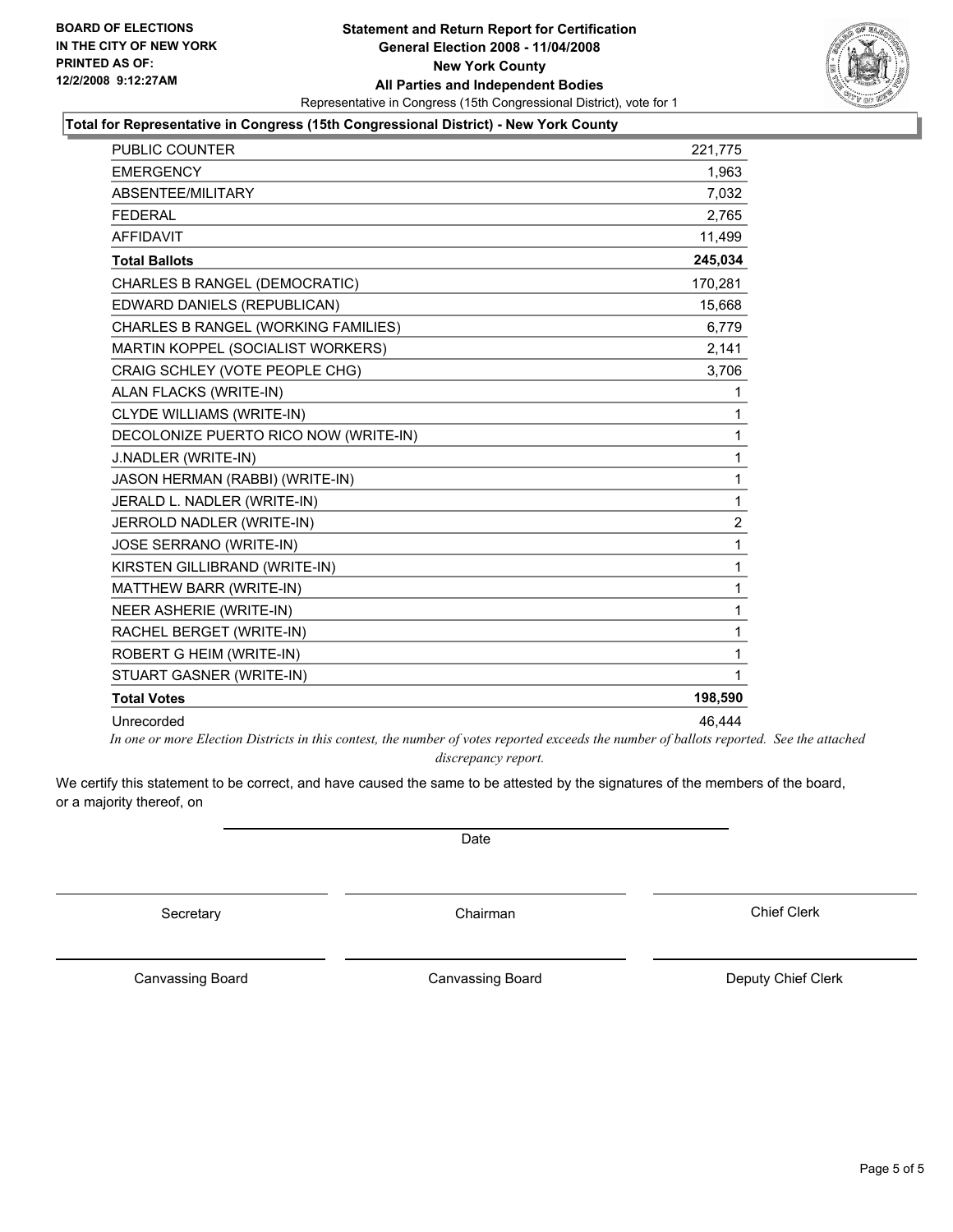**BOARD OF ELECTIONS IN THE CITY OF NEW YORK PRINTED AS OF: 12/2/2008 9:12:27AM**

**Statement and Return Report for Certification**
**General Election 2008 - 11/04/2008**
**New York County**
**All Parties and Independent Bodies**
Representative in Congress (15th Congressional District), vote for 1

### Total for Representative in Congress (15th Congressional District) - New York County

| | |
|---|---|
| PUBLIC COUNTER | 221,775 |
| EMERGENCY | 1,963 |
| ABSENTEE/MILITARY | 7,032 |
| FEDERAL | 2,765 |
| AFFIDAVIT | 11,499 |
| **Total Ballots** | **245,034** |
| CHARLES B RANGEL (DEMOCRATIC) | 170,281 |
| EDWARD DANIELS (REPUBLICAN) | 15,668 |
| CHARLES B RANGEL (WORKING FAMILIES) | 6,779 |
| MARTIN KOPPEL (SOCIALIST WORKERS) | 2,141 |
| CRAIG SCHLEY (VOTE PEOPLE CHG) | 3,706 |
| ALAN FLACKS (WRITE-IN) | 1 |
| CLYDE WILLIAMS (WRITE-IN) | 1 |
| DECOLONIZE PUERTO RICO NOW (WRITE-IN) | 1 |
| J.NADLER (WRITE-IN) | 1 |
| JASON HERMAN (RABBI) (WRITE-IN) | 1 |
| JERALD L. NADLER (WRITE-IN) | 1 |
| JERROLD NADLER (WRITE-IN) | 2 |
| JOSE SERRANO (WRITE-IN) | 1 |
| KIRSTEN GILLIBRAND (WRITE-IN) | 1 |
| MATTHEW BARR (WRITE-IN) | 1 |
| NEER ASHERIE (WRITE-IN) | 1 |
| RACHEL BERGET (WRITE-IN) | 1 |
| ROBERT G HEIM (WRITE-IN) | 1 |
| STUART GASNER (WRITE-IN) | 1 |
| **Total Votes** | **198,590** |
| Unrecorded | 46,444 |

*In one or more Election Districts in this contest, the number of votes reported exceeds the number of ballots reported. See the attached discrepancy report.*

We certify this statement to be correct, and have caused the same to be attested by the signatures of the members of the board, or a majority thereof, on

Date

| | | |
|---|---|---|
| Secretary | Chairman | Chief Clerk |
| Canvassing Board | Canvassing Board | Deputy Chief Clerk |